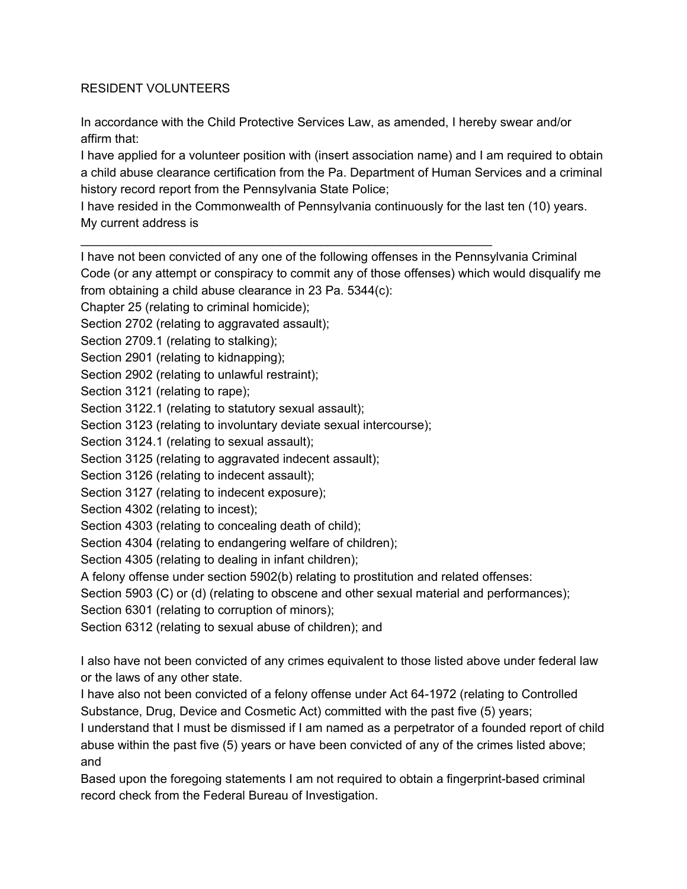RESIDENT VOLUNTEERS

In accordance with the Child Protective Services Law, as amended, I hereby swear and/or affirm that:

I have applied for a volunteer position with (insert association name) and I am required to obtain a child abuse clearance certification from the Pa. Department of Human Services and a criminal history record report from the Pennsylvania State Police;

I have resided in the Commonwealth of Pennsylvania continuously for the last ten (10) years. My current address is

_______________________________________________________________

I have not been convicted of any one of the following offenses in the Pennsylvania Criminal Code (or any attempt or conspiracy to commit any of those offenses) which would disqualify me from obtaining a child abuse clearance in 23 Pa. 5344(c):

Chapter 25 (relating to criminal homicide);
Section 2702 (relating to aggravated assault);
Section 2709.1 (relating to stalking);
Section 2901 (relating to kidnapping);
Section 2902 (relating to unlawful restraint);
Section 3121 (relating to rape);
Section 3122.1 (relating to statutory sexual assault);
Section 3123 (relating to involuntary deviate sexual intercourse);
Section 3124.1 (relating to sexual assault);
Section 3125 (relating to aggravated indecent assault);
Section 3126 (relating to indecent assault);
Section 3127 (relating to indecent exposure);
Section 4302 (relating to incest);
Section 4303 (relating to concealing death of child);
Section 4304 (relating to endangering welfare of children);
Section 4305 (relating to dealing in infant children);
A felony offense under section 5902(b) relating to prostitution and related offenses:
Section 5903 (C) or (d) (relating to obscene and other sexual material and performances);
Section 6301 (relating to corruption of minors);
Section 6312 (relating to sexual abuse of children); and

I also have not been convicted of any crimes equivalent to those listed above under federal law or the laws of any other state.

I have also not been convicted of a felony offense under Act 64-1972 (relating to Controlled Substance, Drug, Device and Cosmetic Act) committed with the past five (5) years;

I understand that I must be dismissed if I am named as a perpetrator of a founded report of child abuse within the past five (5) years or have been convicted of any of the crimes listed above; and

Based upon the foregoing statements I am not required to obtain a fingerprint-based criminal record check from the Federal Bureau of Investigation.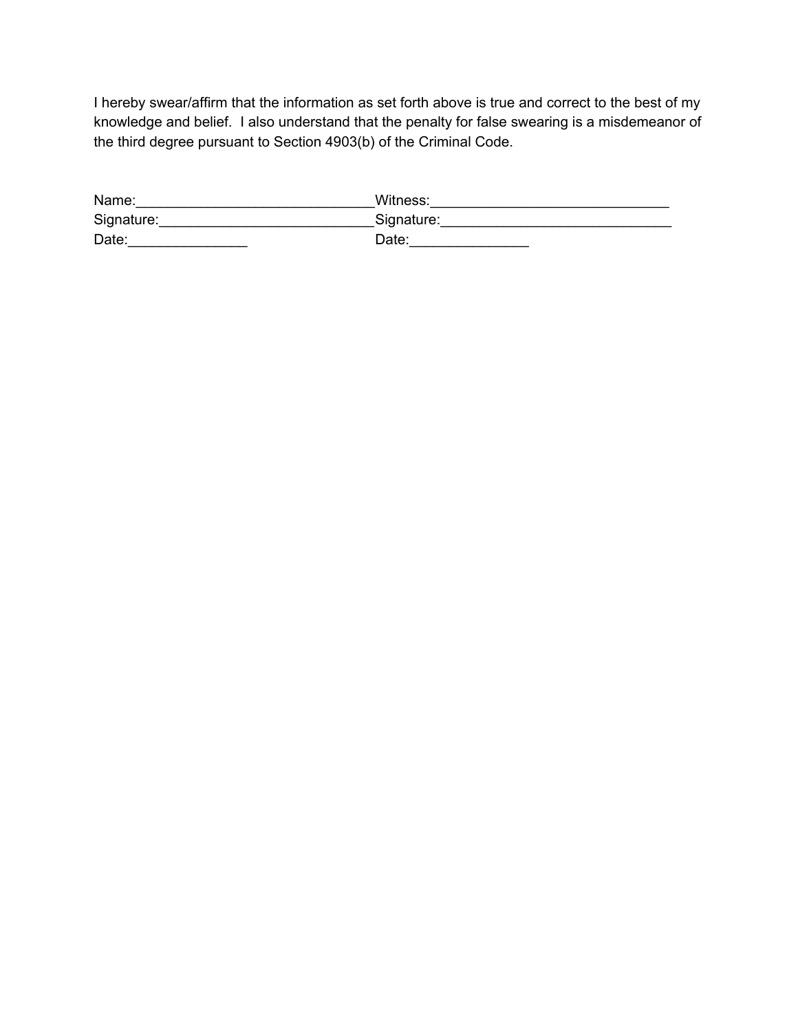I hereby swear/affirm that the information as set forth above is true and correct to the best of my knowledge and belief. I also understand that the penalty for false swearing is a misdemeanor of the third degree pursuant to Section 4903(b) of the Criminal Code.

Name:______________________________ Witness:______________________________

Signature:___________________________ Signature:_____________________________

Date:_______________ Date:_______________